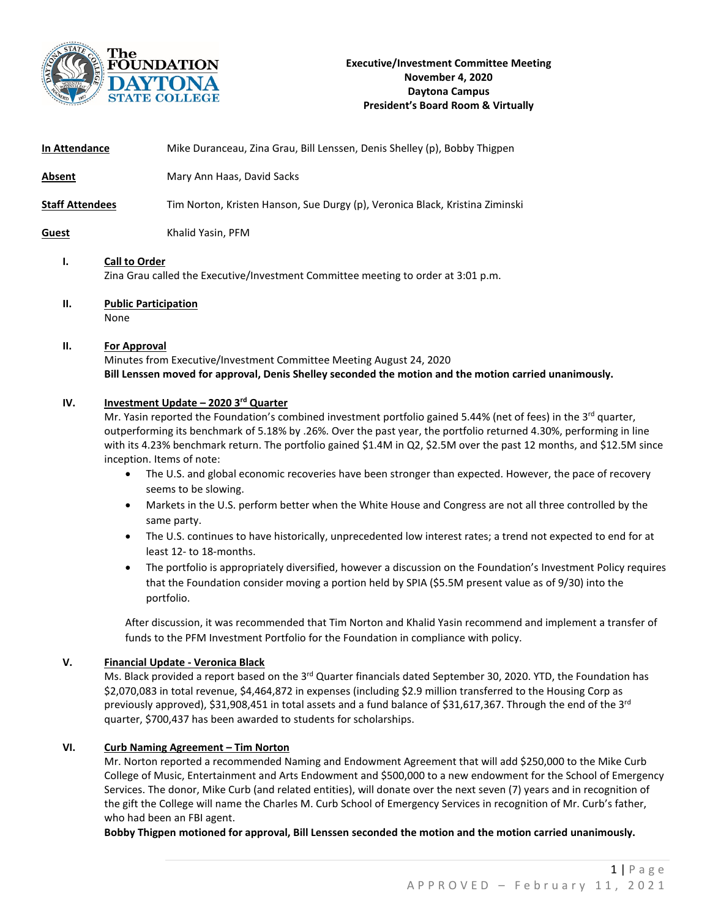**Executive/Investment Committee Meeting**
**November 4, 2020**
**Daytona Campus**
**President's Board Room & Virtually**

**In Attendance** Mike Duranceau, Zina Grau, Bill Lenssen, Denis Shelley (p), Bobby Thigpen

**Absent** Mary Ann Haas, David Sacks

**Staff Attendees** Tim Norton, Kristen Hanson, Sue Durgy (p), Veronica Black, Kristina Ziminski

**Guest** Khalid Yasin, PFM

## I. Call to Order

Zina Grau called the Executive/Investment Committee meeting to order at 3:01 p.m.

## II. Public Participation

None

## II. For Approval

Minutes from Executive/Investment Committee Meeting August 24, 2020

**Bill Lenssen moved for approval, Denis Shelley seconded the motion and the motion carried unanimously.**

## IV. Investment Update – 2020 3rd Quarter

Mr. Yasin reported the Foundation's combined investment portfolio gained 5.44% (net of fees) in the 3rd quarter, outperforming its benchmark of 5.18% by .26%. Over the past year, the portfolio returned 4.30%, performing in line with its 4.23% benchmark return. The portfolio gained $1.4M in Q2, $2.5M over the past 12 months, and $12.5M since inception. Items of note:

- The U.S. and global economic recoveries have been stronger than expected. However, the pace of recovery seems to be slowing.
- Markets in the U.S. perform better when the White House and Congress are not all three controlled by the same party.
- The U.S. continues to have historically, unprecedented low interest rates; a trend not expected to end for at least 12- to 18-months.
- The portfolio is appropriately diversified, however a discussion on the Foundation's Investment Policy requires that the Foundation consider moving a portion held by SPIA ($5.5M present value as of 9/30) into the portfolio.

After discussion, it was recommended that Tim Norton and Khalid Yasin recommend and implement a transfer of funds to the PFM Investment Portfolio for the Foundation in compliance with policy.

## V. Financial Update - Veronica Black

Ms. Black provided a report based on the 3rd Quarter financials dated September 30, 2020. YTD, the Foundation has $2,070,083 in total revenue, $4,464,872 in expenses (including $2.9 million transferred to the Housing Corp as previously approved), $31,908,451 in total assets and a fund balance of $31,617,367. Through the end of the 3rd quarter, $700,437 has been awarded to students for scholarships.

## VI. Curb Naming Agreement – Tim Norton

Mr. Norton reported a recommended Naming and Endowment Agreement that will add $250,000 to the Mike Curb College of Music, Entertainment and Arts Endowment and $500,000 to a new endowment for the School of Emergency Services. The donor, Mike Curb (and related entities), will donate over the next seven (7) years and in recognition of the gift the College will name the Charles M. Curb School of Emergency Services in recognition of Mr. Curb's father, who had been an FBI agent.

**Bobby Thigpen motioned for approval, Bill Lenssen seconded the motion and the motion carried unanimously.**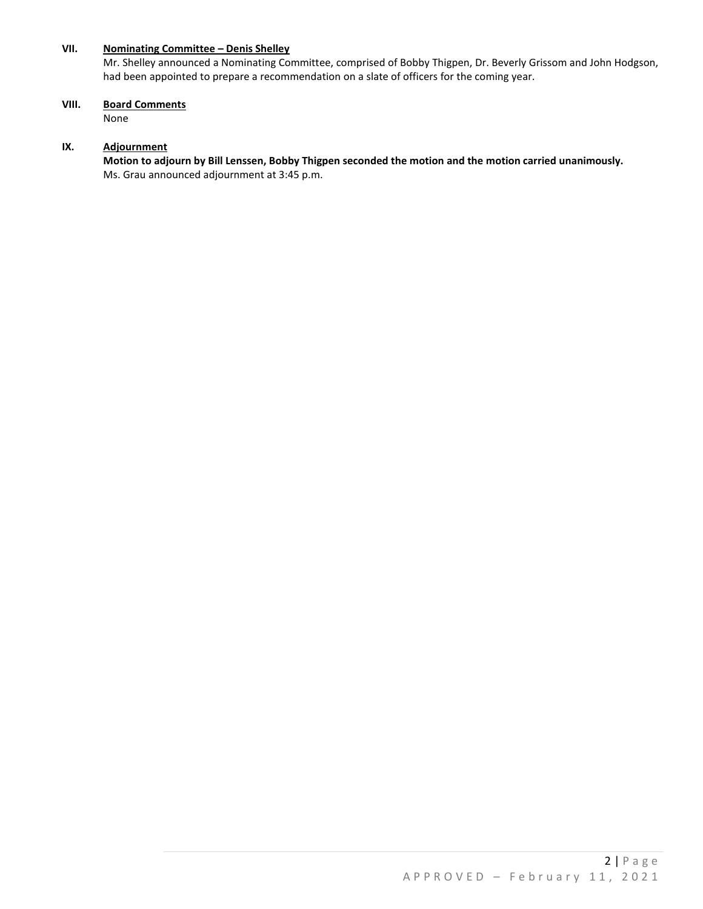## VII. Nominating Committee – Denis Shelley

Mr. Shelley announced a Nominating Committee, comprised of Bobby Thigpen, Dr. Beverly Grissom and John Hodgson, had been appointed to prepare a recommendation on a slate of officers for the coming year.

## VIII. Board Comments

None

## IX. Adjournment

**Motion to adjourn by Bill Lenssen, Bobby Thigpen seconded the motion and the motion carried unanimously.**
Ms. Grau announced adjournment at 3:45 p.m.